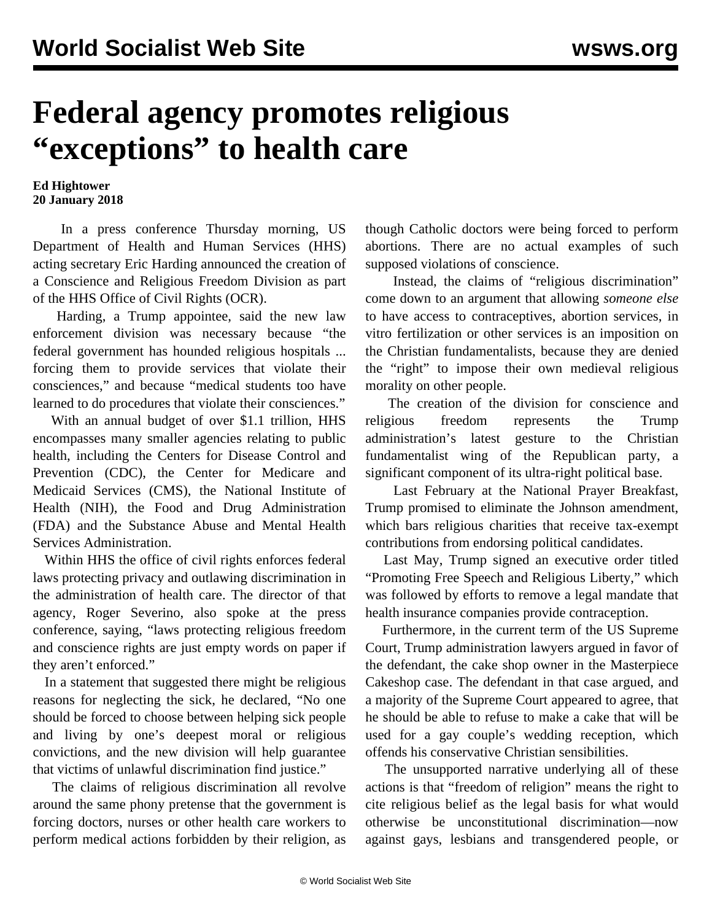# Federal agency promotes religious "exceptions" to health care

**Ed Hightower**
**20 January 2018**

In a press conference Thursday morning, US Department of Health and Human Services (HHS) acting secretary Eric Harding announced the creation of a Conscience and Religious Freedom Division as part of the HHS Office of Civil Rights (OCR).

Harding, a Trump appointee, said the new law enforcement division was necessary because "the federal government has hounded religious hospitals ... forcing them to provide services that violate their consciences," and because "medical students too have learned to do procedures that violate their consciences."

With an annual budget of over $1.1 trillion, HHS encompasses many smaller agencies relating to public health, including the Centers for Disease Control and Prevention (CDC), the Center for Medicare and Medicaid Services (CMS), the National Institute of Health (NIH), the Food and Drug Administration (FDA) and the Substance Abuse and Mental Health Services Administration.

Within HHS the office of civil rights enforces federal laws protecting privacy and outlawing discrimination in the administration of health care. The director of that agency, Roger Severino, also spoke at the press conference, saying, "laws protecting religious freedom and conscience rights are just empty words on paper if they aren't enforced."

In a statement that suggested there might be religious reasons for neglecting the sick, he declared, "No one should be forced to choose between helping sick people and living by one's deepest moral or religious convictions, and the new division will help guarantee that victims of unlawful discrimination find justice."

The claims of religious discrimination all revolve around the same phony pretense that the government is forcing doctors, nurses or other health care workers to perform medical actions forbidden by their religion, as though Catholic doctors were being forced to perform abortions. There are no actual examples of such supposed violations of conscience.

Instead, the claims of "religious discrimination" come down to an argument that allowing *someone else* to have access to contraceptives, abortion services, in vitro fertilization or other services is an imposition on the Christian fundamentalists, because they are denied the "right" to impose their own medieval religious morality on other people.

The creation of the division for conscience and religious freedom represents the Trump administration's latest gesture to the Christian fundamentalist wing of the Republican party, a significant component of its ultra-right political base.

Last February at the National Prayer Breakfast, Trump promised to eliminate the Johnson amendment, which bars religious charities that receive tax-exempt contributions from endorsing political candidates.

Last May, Trump signed an executive order titled "Promoting Free Speech and Religious Liberty," which was followed by efforts to remove a legal mandate that health insurance companies provide contraception.

Furthermore, in the current term of the US Supreme Court, Trump administration lawyers argued in favor of the defendant, the cake shop owner in the Masterpiece Cakeshop case. The defendant in that case argued, and a majority of the Supreme Court appeared to agree, that he should be able to refuse to make a cake that will be used for a gay couple's wedding reception, which offends his conservative Christian sensibilities.

The unsupported narrative underlying all of these actions is that "freedom of religion" means the right to cite religious belief as the legal basis for what would otherwise be unconstitutional discrimination—now against gays, lesbians and transgendered people, or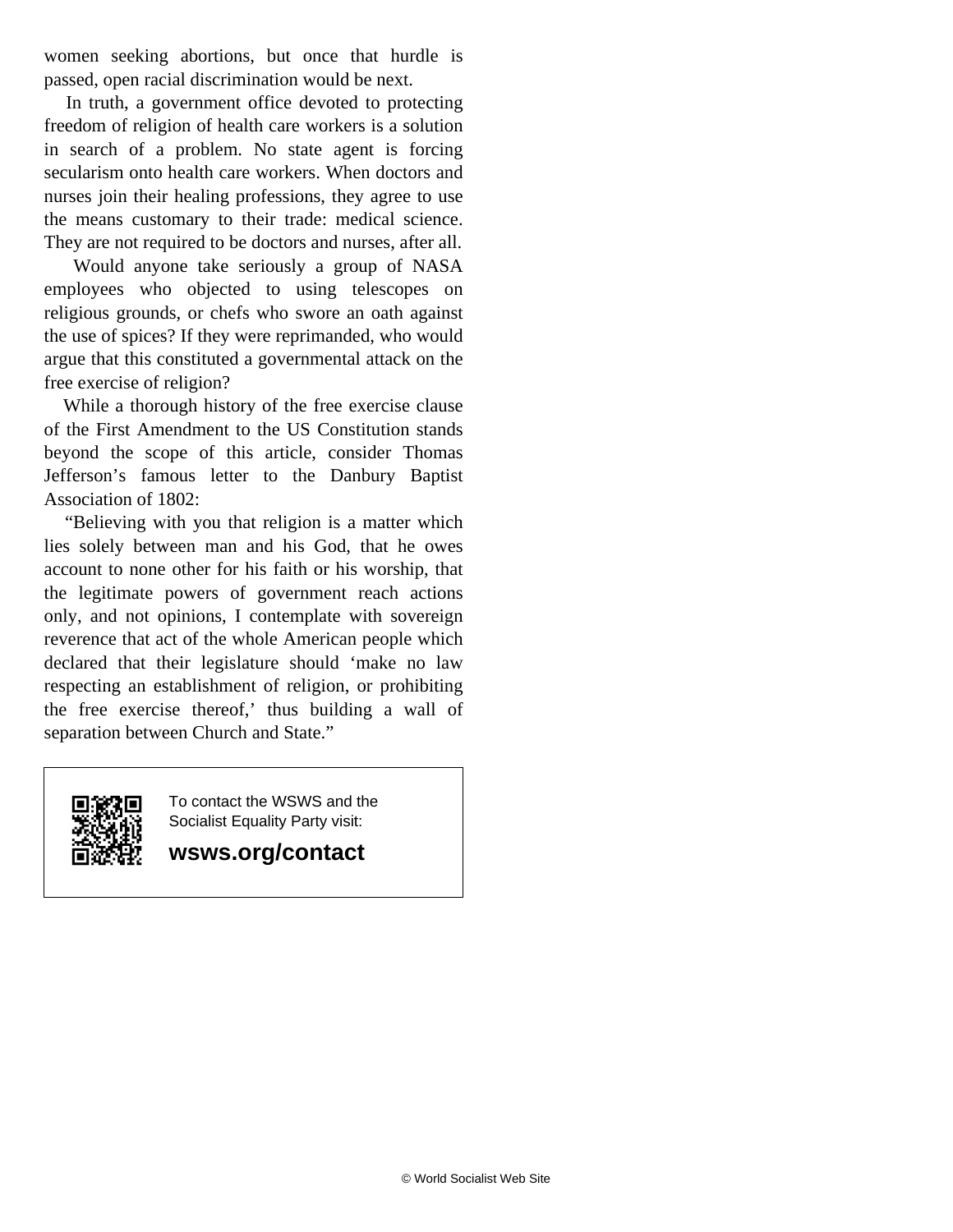women seeking abortions, but once that hurdle is passed, open racial discrimination would be next.

In truth, a government office devoted to protecting freedom of religion of health care workers is a solution in search of a problem. No state agent is forcing secularism onto health care workers. When doctors and nurses join their healing professions, they agree to use the means customary to their trade: medical science. They are not required to be doctors and nurses, after all.

Would anyone take seriously a group of NASA employees who objected to using telescopes on religious grounds, or chefs who swore an oath against the use of spices? If they were reprimanded, who would argue that this constituted a governmental attack on the free exercise of religion?

While a thorough history of the free exercise clause of the First Amendment to the US Constitution stands beyond the scope of this article, consider Thomas Jefferson's famous letter to the Danbury Baptist Association of 1802:

"Believing with you that religion is a matter which lies solely between man and his God, that he owes account to none other for his faith or his worship, that the legitimate powers of government reach actions only, and not opinions, I contemplate with sovereign reverence that act of the whole American people which declared that their legislature should 'make no law respecting an establishment of religion, or prohibiting the free exercise thereof,' thus building a wall of separation between Church and State."

To contact the WSWS and the Socialist Equality Party visit:

**wsws.org/contact**